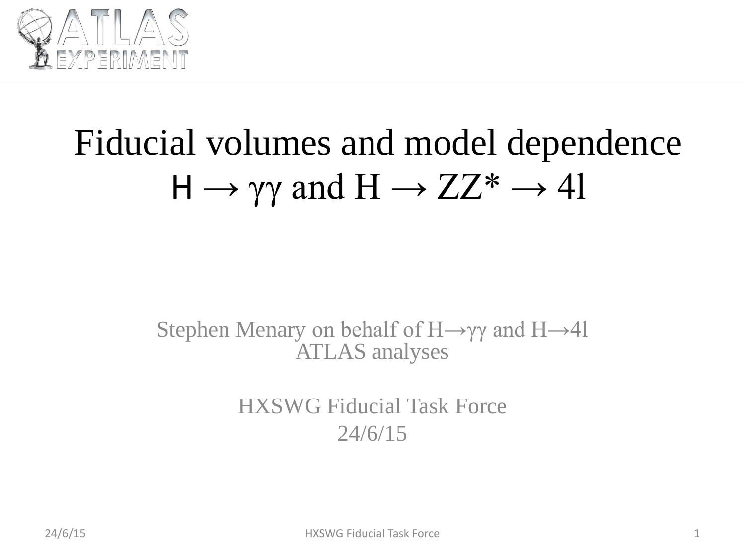# Fiducial volumes and model dependence $H \rightarrow \gamma\gamma$ and $H \rightarrow ZZ^* \rightarrow 4l$

Stephen Menary on behalf of $H \rightarrow \gamma\gamma$ and $H \rightarrow 4l$ ATLAS analyses

HXSWG Fiducial Task Force

24/6/15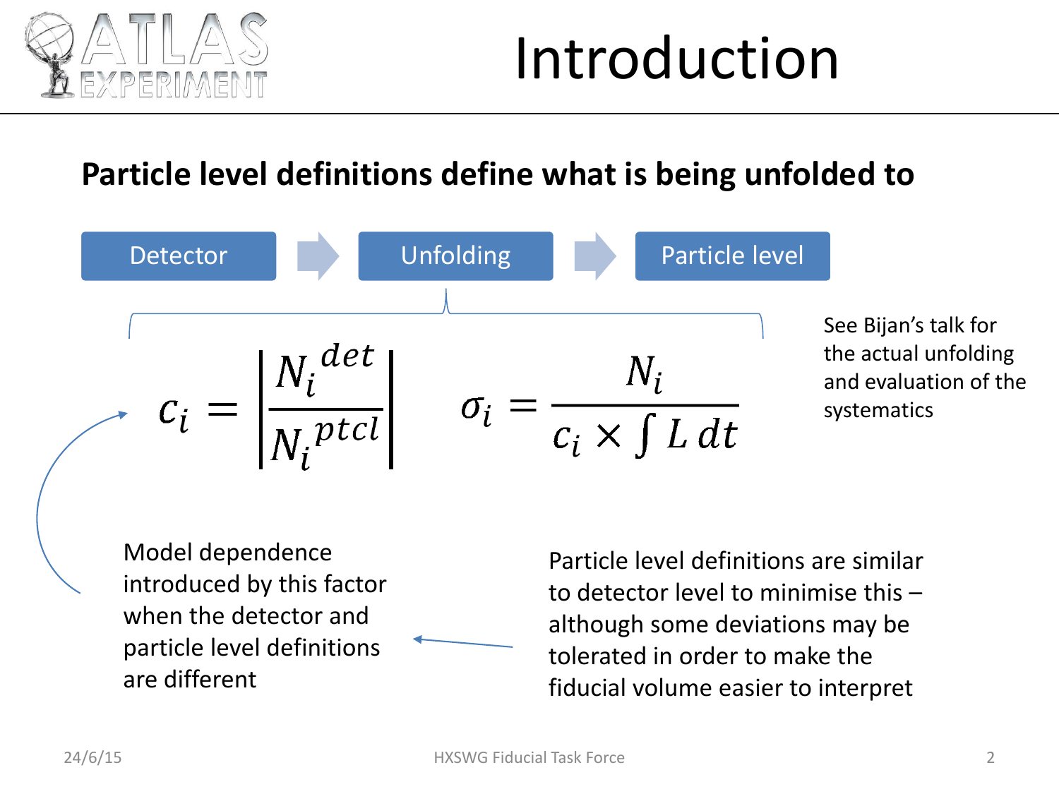# Introduction

**Particle level definitions define what is being unfolded to**

Detector → Unfolding → Particle level

$$c_i = \left| \frac{N_i^{det}}{N_i^{ptcl}} \right| \qquad \sigma_i = \frac{N_i}{c_i \times \int L\,dt}$$

See Bijan's talk for the actual unfolding and evaluation of the systematics

Model dependence introduced by this factor when the detector and particle level definitions are different

Particle level definitions are similar to detector level to minimise this – although some deviations may be tolerated in order to make the fiducial volume easier to interpret

24/6/15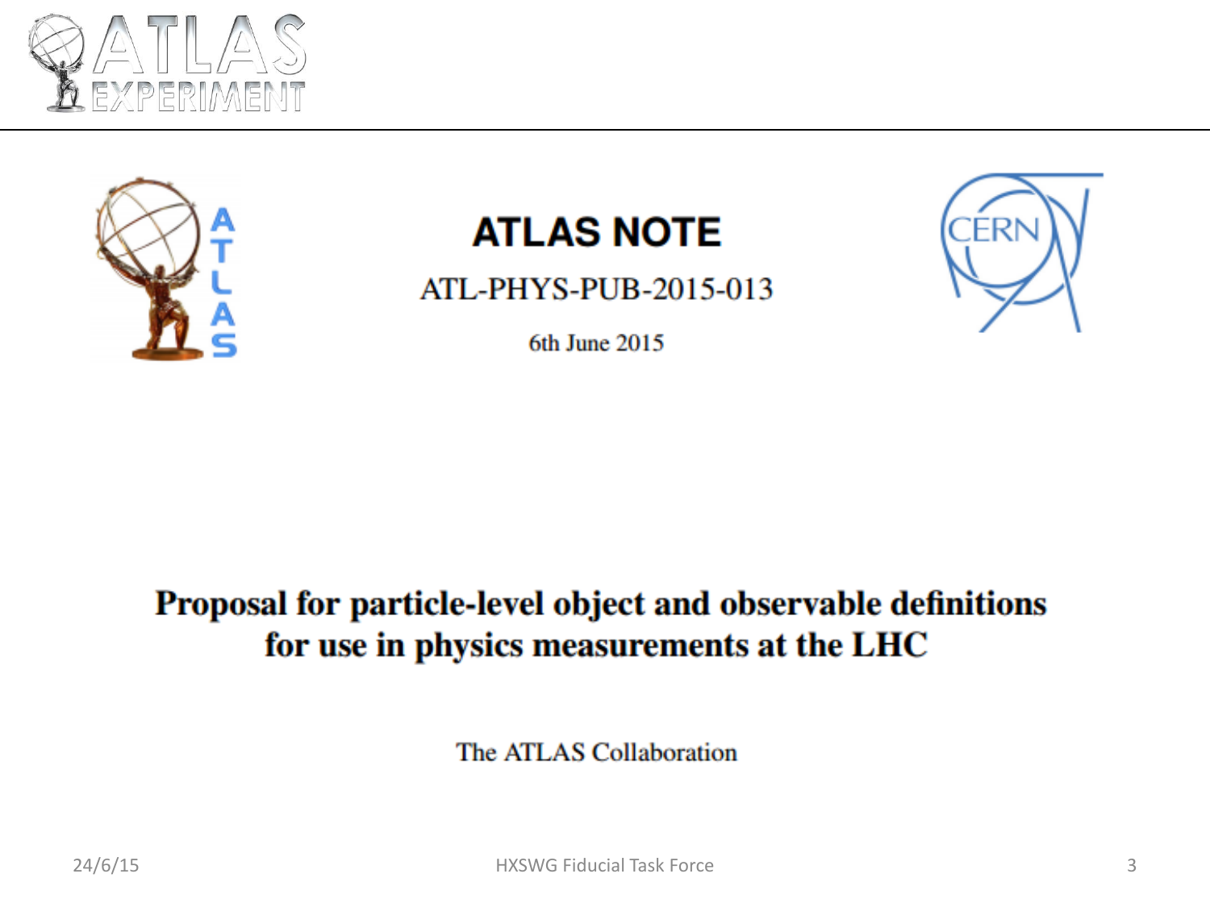# ATLAS NOTE

ATL-PHYS-PUB-2015-013

6th June 2015

## Proposal for particle-level object and observable definitions for use in physics measurements at the LHC

The ATLAS Collaboration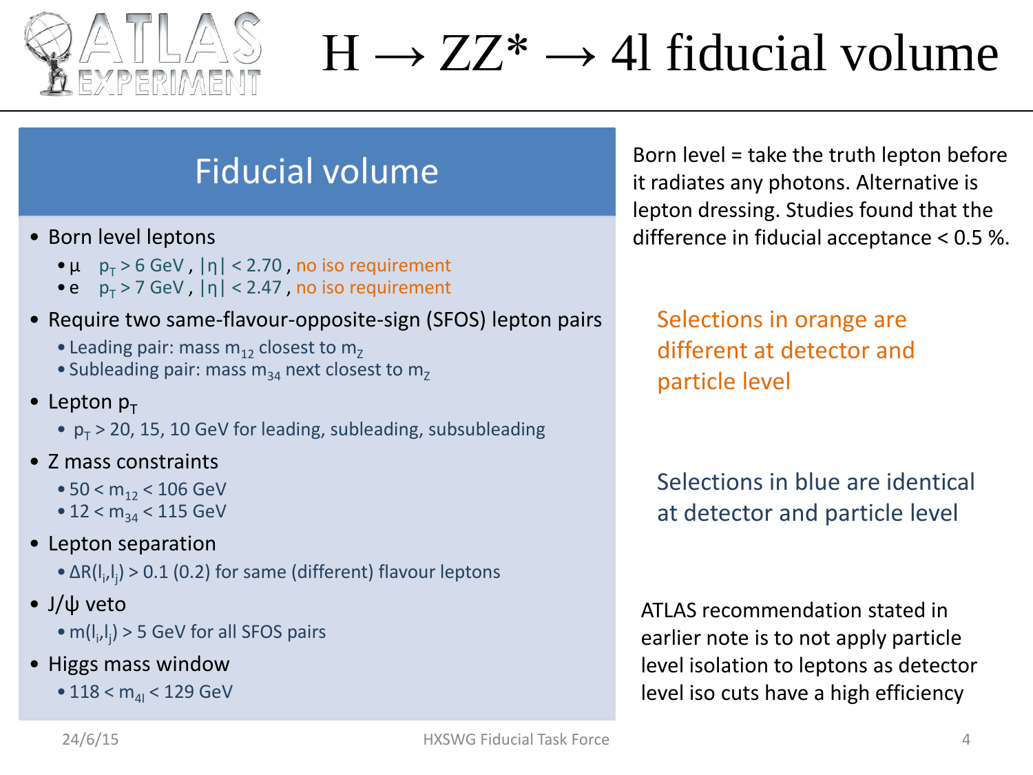# $H \rightarrow ZZ^* \rightarrow 4l$ fiducial volume

## Fiducial volume

- Born level leptons
  - μ  $p_T > 6$ GeV , $|\eta| < 2.70$ , no iso requirement
  - e  $p_T > 7$ GeV , $|\eta| < 2.47$ , no iso requirement
- Require two same-flavour-opposite-sign (SFOS) lepton pairs
  - Leading pair: mass $m_{12}$ closest to $m_Z$
  - Subleading pair: mass $m_{34}$ next closest to $m_Z$
- Lepton $p_T$
  - $p_T > 20, 15, 10$ GeV for leading, subleading, subsubleading
- Z mass constraints
  - $50 < m_{12} < 106$ GeV
  - $12 < m_{34} < 115$ GeV
- Lepton separation
  - $\Delta R(l_i,l_j) > 0.1$ (0.2) for same (different) flavour leptons
- J/ψ veto
  - $m(l_i,l_j) > 5$ GeV for all SFOS pairs
- Higgs mass window
  - $118 < m_{4l} < 129$ GeV

Born level = take the truth lepton before it radiates any photons. Alternative is lepton dressing. Studies found that the difference in fiducial acceptance < 0.5 %.

Selections in orange are different at detector and particle level

Selections in blue are identical at detector and particle level

ATLAS recommendation stated in earlier note is to not apply particle level isolation to leptons as detector level iso cuts have a high efficiency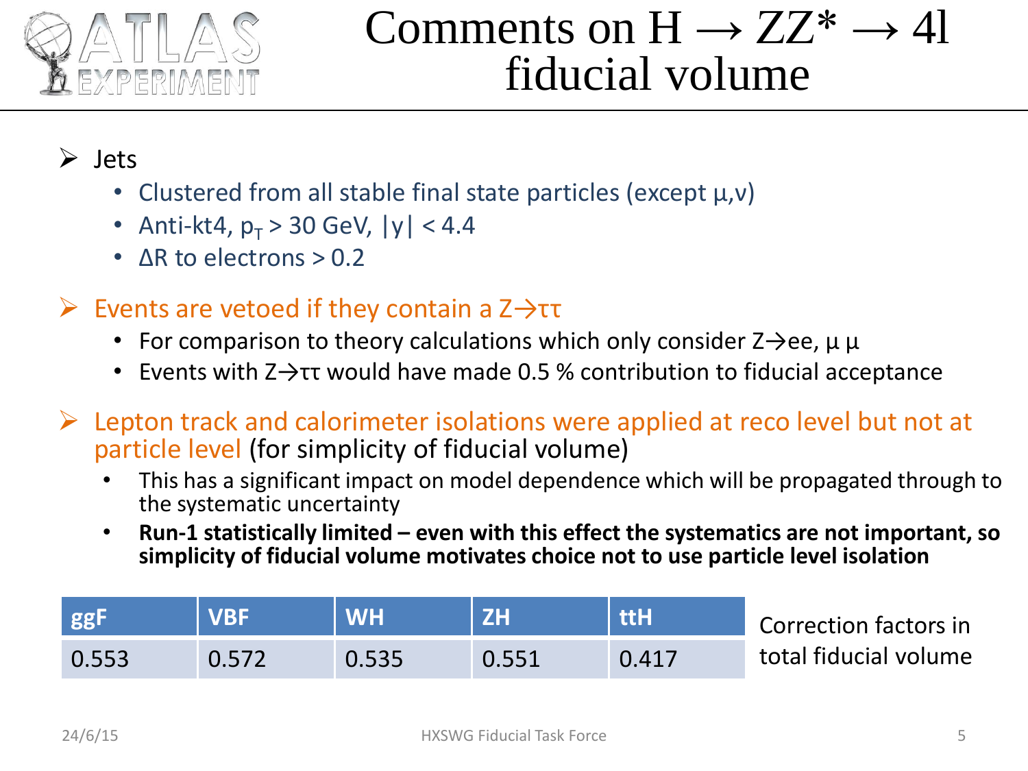# Comments on $H \rightarrow ZZ^* \rightarrow 4l$ fiducial volume

- Jets
  - Clustered from all stable final state particles (except μ,ν)
  - Anti-kt4, $p_T > 30$ GeV, $|y| < 4.4$
  - $\Delta R$ to electrons > 0.2
- Events are vetoed if they contain a $Z \rightarrow \tau\tau$
  - For comparison to theory calculations which only consider $Z \rightarrow ee$, μ μ
  - Events with $Z \rightarrow \tau\tau$ would have made 0.5 % contribution to fiducial acceptance
- Lepton track and calorimeter isolations were applied at reco level but not at particle level (for simplicity of fiducial volume)
  - This has a significant impact on model dependence which will be propagated through to the systematic uncertainty
  - **Run-1 statistically limited – even with this effect the systematics are not important, so simplicity of fiducial volume motivates choice not to use particle level isolation**

| ggF | VBF | WH | ZH | ttH |
|---|---|---|---|---|
| 0.553 | 0.572 | 0.535 | 0.551 | 0.417 |

Correction factors in total fiducial volume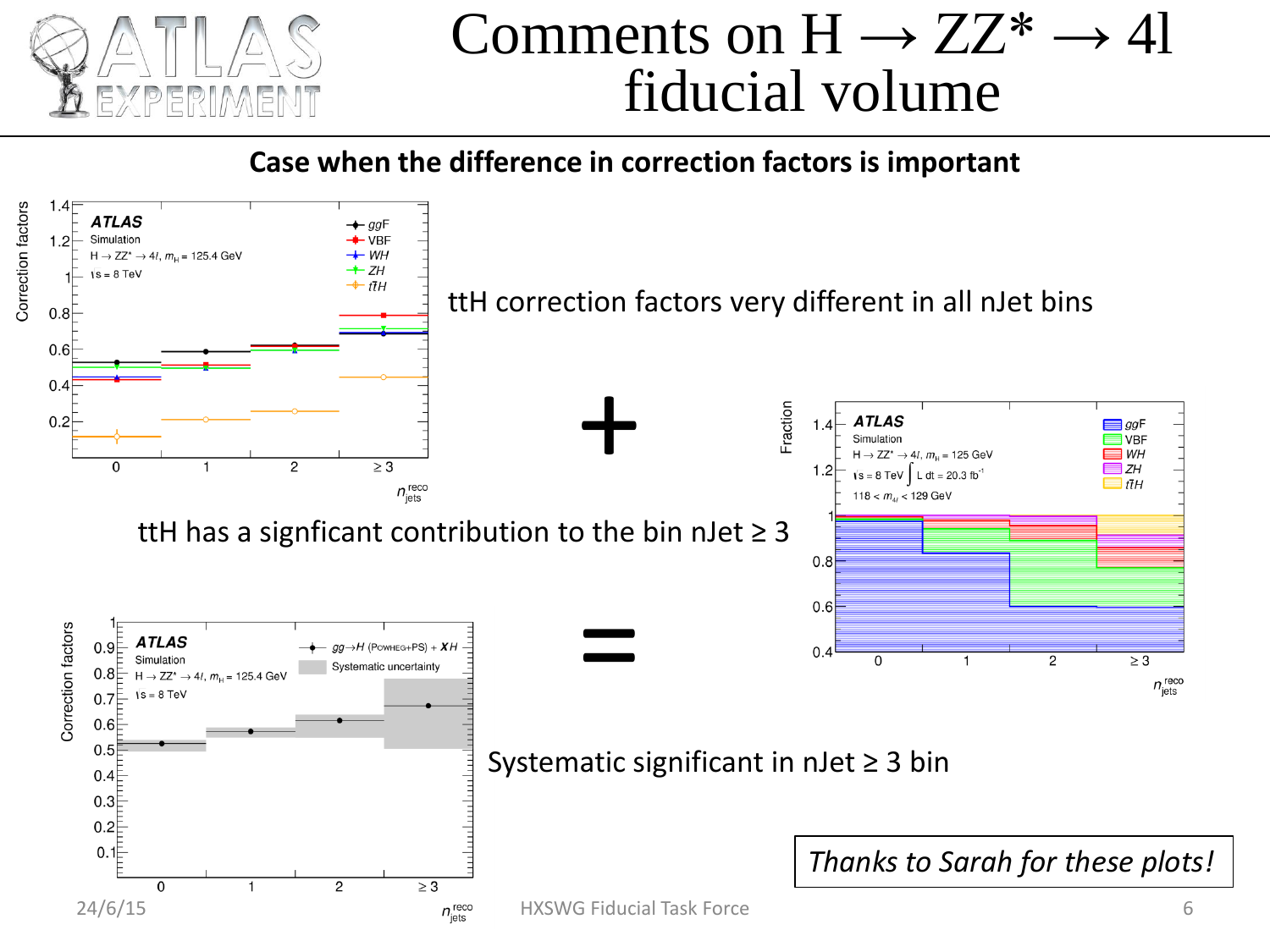# Comments on $H \rightarrow ZZ^* \rightarrow 4l$ fiducial volume

**Case when the difference in correction factors is important**

ttH correction factors very different in all nJet bins

+

ttH has a signficant contribution to the bin nJet ≥ 3

=

Systematic significant in nJet ≥ 3 bin

*Thanks to Sarah for these plots!*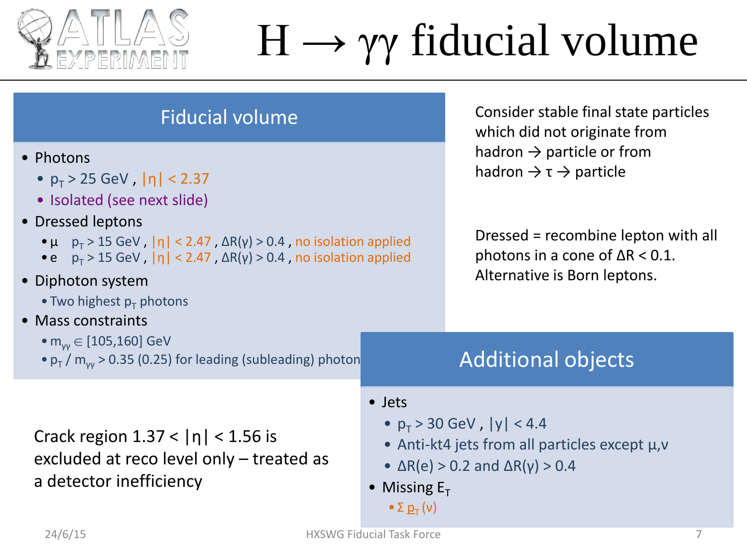# $H \rightarrow \gamma\gamma$ fiducial volume

## Fiducial volume

- Photons
  - $p_T > 25$ GeV , $|\eta| < 2.37$
  - Isolated (see next slide)
- Dressed leptons
  - μ $p_T > 15$ GeV , $|\eta| < 2.47$ , $\Delta R(\gamma) > 0.4$ , no isolation applied
  - e $p_T > 15$ GeV , $|\eta| < 2.47$ , $\Delta R(\gamma) > 0.4$ , no isolation applied
- Diphoton system
  - Two highest $p_T$ photons
- Mass constraints
  - $m_{\gamma\gamma} \in [105,160]$ GeV
  - $p_T / m_{\gamma\gamma} > 0.35$ (0.25) for leading (subleading) photon

Consider stable final state particles which did not originate from hadron → particle or from hadron → τ → particle

Dressed = recombine lepton with all photons in a cone of $\Delta R < 0.1$. Alternative is Born leptons.

Crack region $1.37 < |\eta| < 1.56$ is excluded at reco level only – treated as a detector inefficiency

## Additional objects

- Jets
  - $p_T > 30$ GeV , $|y| < 4.4$
  - Anti-kt4 jets from all particles except μ,ν
  - $\Delta R(e) > 0.2$ and $\Delta R(\gamma) > 0.4$
- Missing $E_T$
  - $\Sigma\, p_T(\nu)$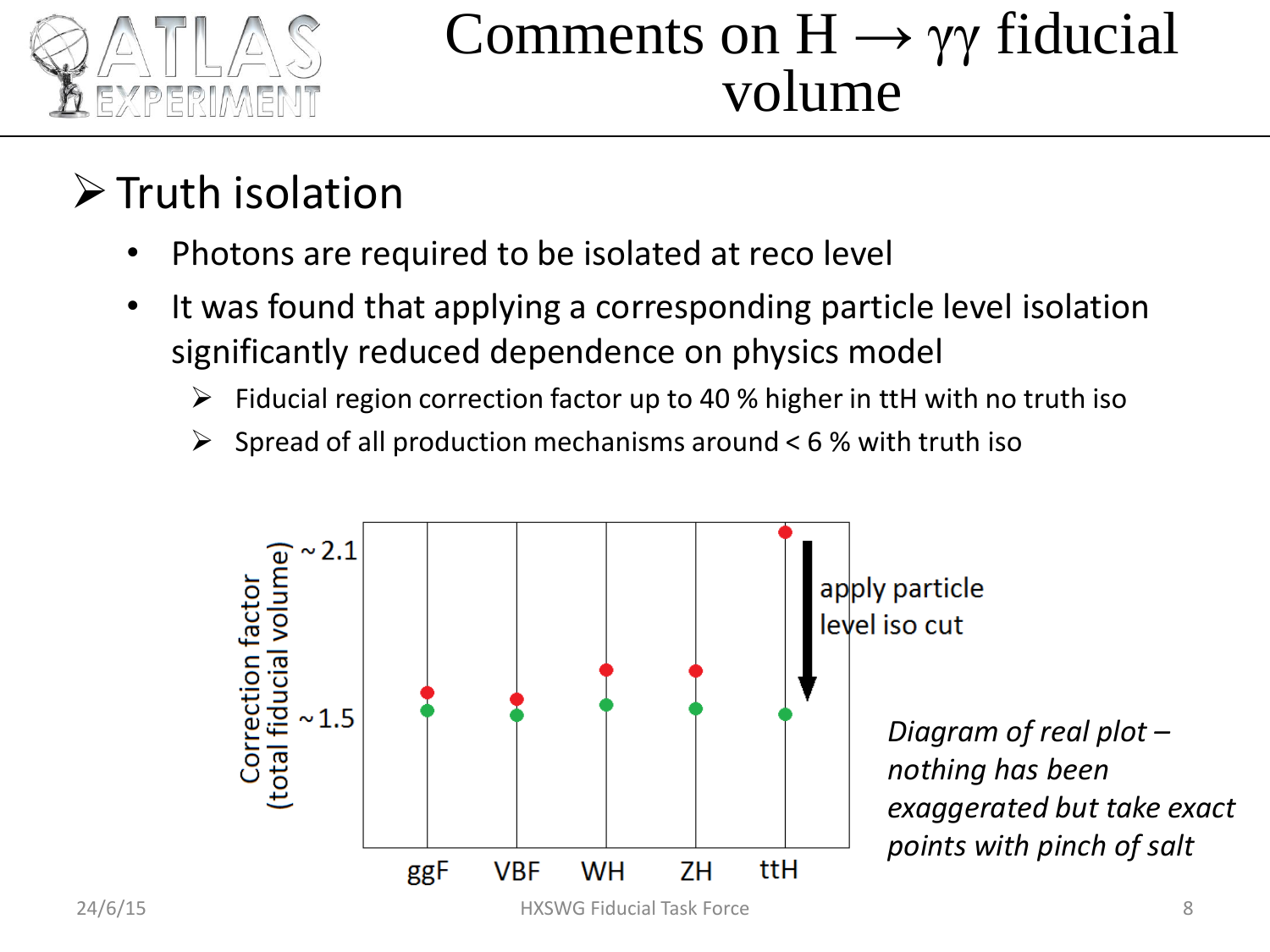# Comments on H → γγ fiducial volume

## Truth isolation

- Photons are required to be isolated at reco level
- It was found that applying a corresponding particle level isolation significantly reduced dependence on physics model
  - Fiducial region correction factor up to 40 % higher in ttH with no truth iso
  - Spread of all production mechanisms around < 6 % with truth iso

Correction factor (total fiducial volume)

~ 2.1

~ 1.5

ggF VBF WH ZH ttH

apply particle level iso cut

*Diagram of real plot – nothing has been exaggerated but take exact points with pinch of salt*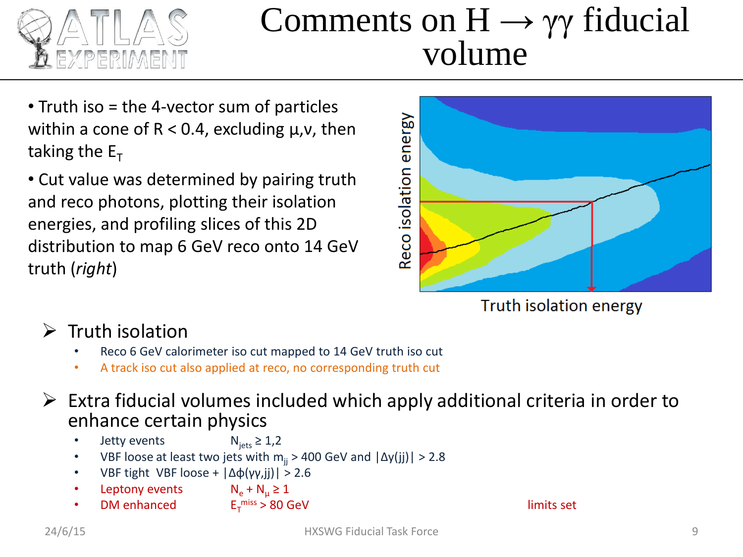# Comments on $H \rightarrow \gamma\gamma$ fiducial volume

- Truth iso = the 4-vector sum of particles within a cone of $R < 0.4$, excluding $\mu,\nu$, then taking the $E_T$
- Cut value was determined by pairing truth and reco photons, plotting their isolation energies, and profiling slices of this 2D distribution to map 6 GeV reco onto 14 GeV truth (*right*)

Reco isolation energy

Truth isolation energy

- Truth isolation
  - Reco 6 GeV calorimeter iso cut mapped to 14 GeV truth iso cut
  - A track iso cut also applied at reco, no corresponding truth cut

- Extra fiducial volumes included which apply additional criteria in order to enhance certain physics
  - Jetty events — $N_{jets} \geq 1,2$
  - VBF loose at least two jets with $m_{jj} > 400$ GeV and $|\Delta y(jj)| > 2.8$
  - VBF tight VBF loose + $|\Delta\phi(\gamma\gamma,jj)| > 2.6$
  - Leptony events — $N_e + N_\mu \geq 1$
  - DM enhanced — $E_T^{miss} > 80$ GeV

limits set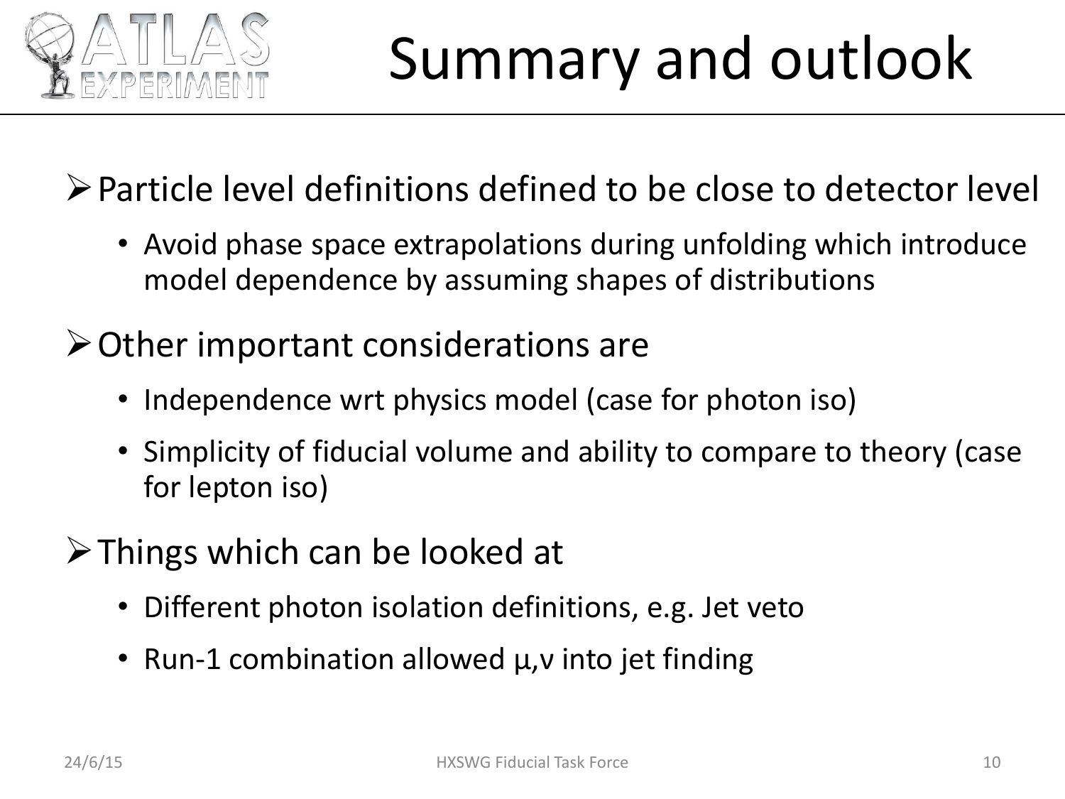# Summary and outlook

- Particle level definitions defined to be close to detector level
  - Avoid phase space extrapolations during unfolding which introduce model dependence by assuming shapes of distributions
- Other important considerations are
  - Independence wrt physics model (case for photon iso)
  - Simplicity of fiducial volume and ability to compare to theory (case for lepton iso)
- Things which can be looked at
  - Different photon isolation definitions, e.g. Jet veto
  - Run-1 combination allowed $\mu$,$\nu$ into jet finding